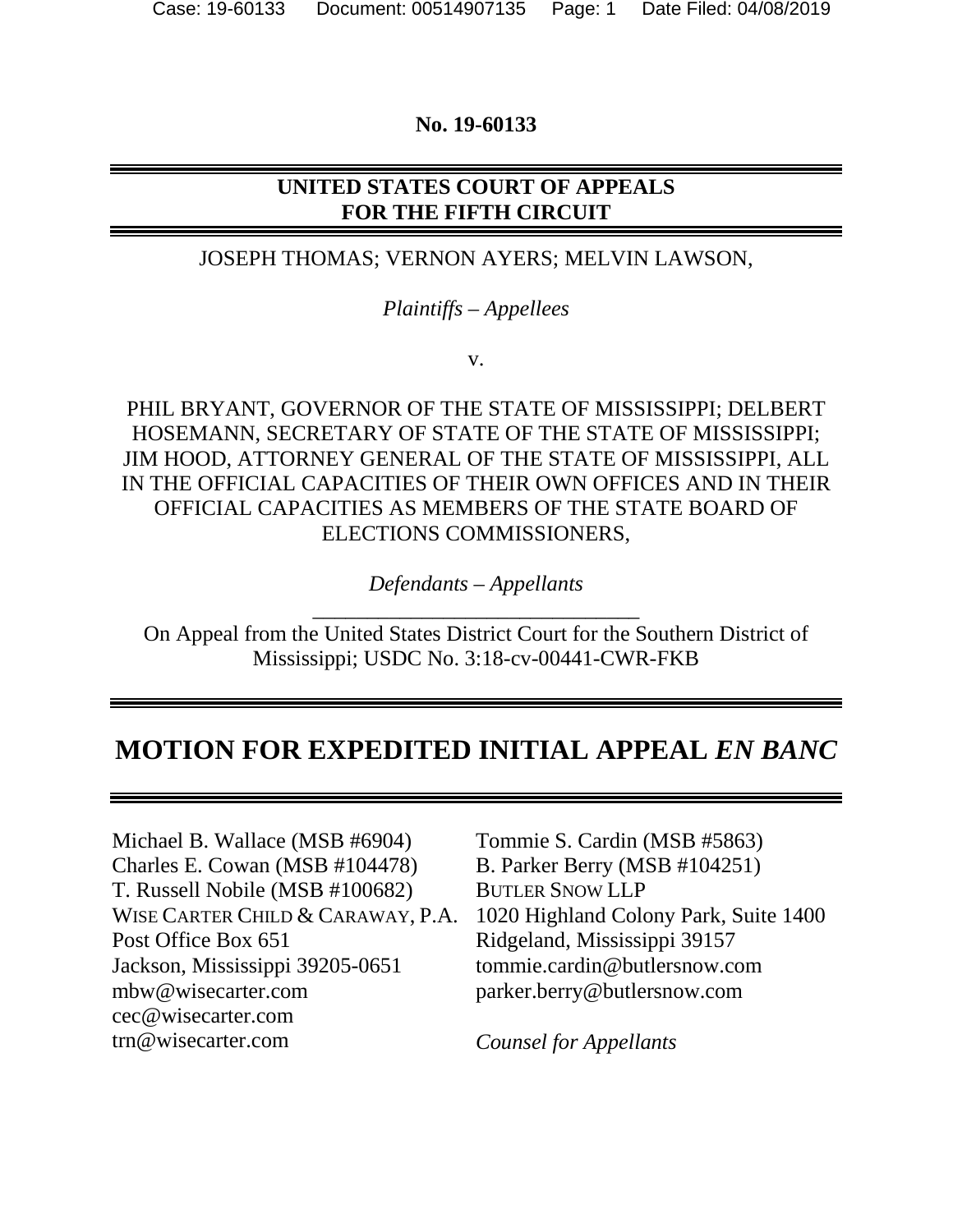**No. 19-60133**

**UNITED STATES COURT OF APPEALS**
**FOR THE FIFTH CIRCUIT**

JOSEPH THOMAS; VERNON AYERS; MELVIN LAWSON,

*Plaintiffs – Appellees*

v.

PHIL BRYANT, GOVERNOR OF THE STATE OF MISSISSIPPI; DELBERT HOSEMANN, SECRETARY OF STATE OF THE STATE OF MISSISSIPPI; JIM HOOD, ATTORNEY GENERAL OF THE STATE OF MISSISSIPPI, ALL IN THE OFFICIAL CAPACITIES OF THEIR OWN OFFICES AND IN THEIR OFFICIAL CAPACITIES AS MEMBERS OF THE STATE BOARD OF ELECTIONS COMMISSIONERS,

*Defendants – Appellants*

On Appeal from the United States District Court for the Southern District of Mississippi; USDC No. 3:18-cv-00441-CWR-FKB

# MOTION FOR EXPEDITED INITIAL APPEAL *EN BANC*

Michael B. Wallace (MSB #6904)
Charles E. Cowan (MSB #104478)
T. Russell Nobile (MSB #100682)
WISE CARTER CHILD & CARAWAY, P.A.
Post Office Box 651
Jackson, Mississippi 39205-0651
mbw@wisecarter.com
cec@wisecarter.com
trn@wisecarter.com

Tommie S. Cardin (MSB #5863)
B. Parker Berry (MSB #104251)
BUTLER SNOW LLP
1020 Highland Colony Park, Suite 1400
Ridgeland, Mississippi 39157
tommie.cardin@butlersnow.com
parker.berry@butlersnow.com

*Counsel for Appellants*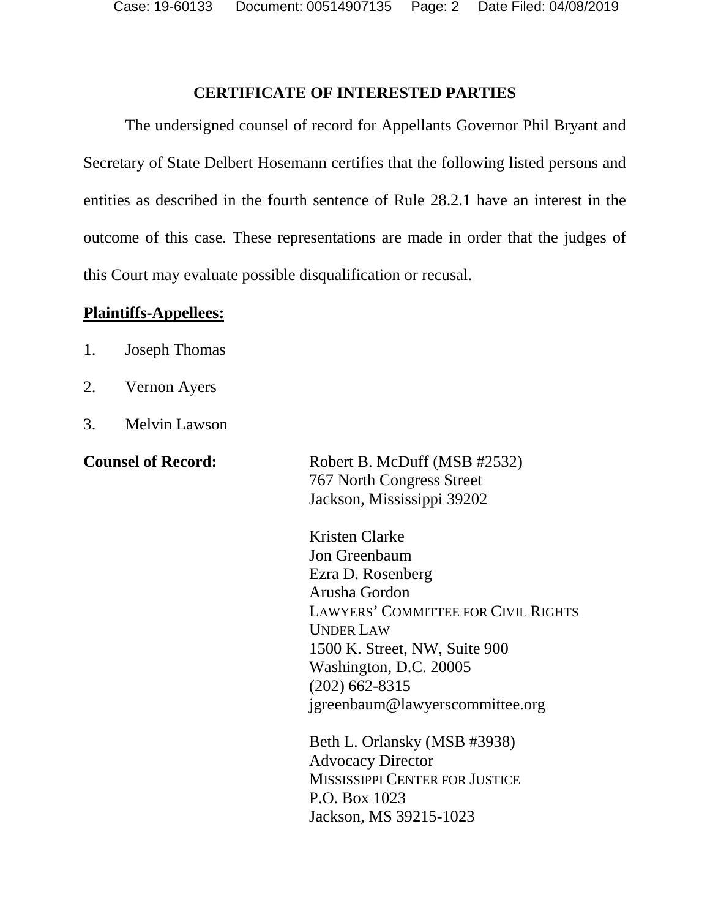## CERTIFICATE OF INTERESTED PARTIES

The undersigned counsel of record for Appellants Governor Phil Bryant and Secretary of State Delbert Hosemann certifies that the following listed persons and entities as described in the fourth sentence of Rule 28.2.1 have an interest in the outcome of this case. These representations are made in order that the judges of this Court may evaluate possible disqualification or recusal.

**Plaintiffs-Appellees:**

1. Joseph Thomas
2. Vernon Ayers
3. Melvin Lawson

**Counsel of Record:**

Robert B. McDuff (MSB #2532)
767 North Congress Street
Jackson, Mississippi 39202

Kristen Clarke
Jon Greenbaum
Ezra D. Rosenberg
Arusha Gordon
LAWYERS' COMMITTEE FOR CIVIL RIGHTS UNDER LAW
1500 K. Street, NW, Suite 900
Washington, D.C. 20005
(202) 662-8315
jgreenbaum@lawyerscommittee.org

Beth L. Orlansky (MSB #3938)
Advocacy Director
MISSISSIPPI CENTER FOR JUSTICE
P.O. Box 1023
Jackson, MS 39215-1023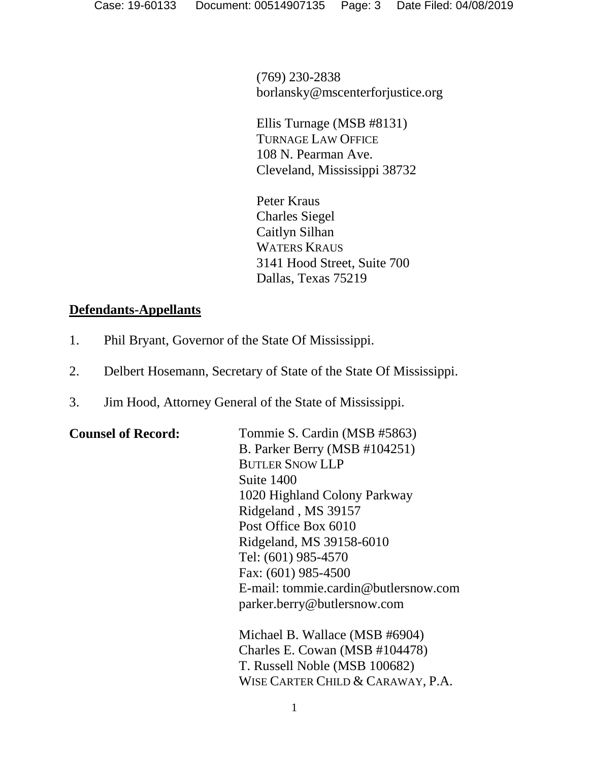(769) 230-2838
borlansky@mscenterforjustice.org

Ellis Turnage (MSB #8131)
TURNAGE LAW OFFICE
108 N. Pearman Ave.
Cleveland, Mississippi 38732

Peter Kraus
Charles Siegel
Caitlyn Silhan
WATERS KRAUS
3141 Hood Street, Suite 700
Dallas, Texas 75219

**Defendants-Appellants**

1. Phil Bryant, Governor of the State Of Mississippi.
2. Delbert Hosemann, Secretary of State of the State Of Mississippi.
3. Jim Hood, Attorney General of the State of Mississippi.

**Counsel of Record:**

Tommie S. Cardin (MSB #5863)
B. Parker Berry (MSB #104251)
BUTLER SNOW LLP
Suite 1400
1020 Highland Colony Parkway
Ridgeland , MS 39157
Post Office Box 6010
Ridgeland, MS 39158-6010
Tel: (601) 985-4570
Fax: (601) 985-4500
E-mail: tommie.cardin@butlersnow.com
parker.berry@butlersnow.com

Michael B. Wallace (MSB #6904)
Charles E. Cowan (MSB #104478)
T. Russell Noble (MSB 100682)
WISE CARTER CHILD & CARAWAY, P.A.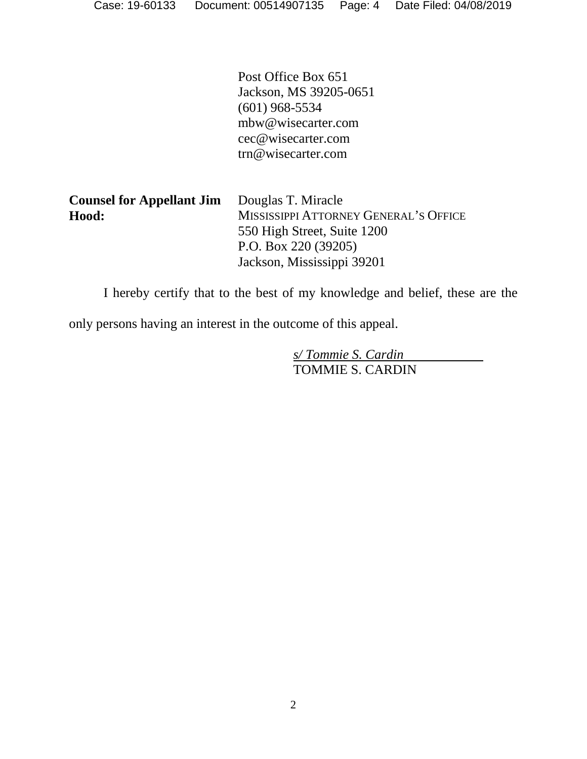Post Office Box 651
Jackson, MS 39205-0651
(601) 968-5534
mbw@wisecarter.com
cec@wisecarter.com
trn@wisecarter.com

| | |
|---|---|
| **Counsel for Appellant Jim Hood:** | Douglas T. Miracle<br>MISSISSIPPI ATTORNEY GENERAL'S OFFICE<br>550 High Street, Suite 1200<br>P.O. Box 220 (39205)<br>Jackson, Mississippi 39201 |

I hereby certify that to the best of my knowledge and belief, these are the only persons having an interest in the outcome of this appeal.

*s/ Tommie S. Cardin*
TOMMIE S. CARDIN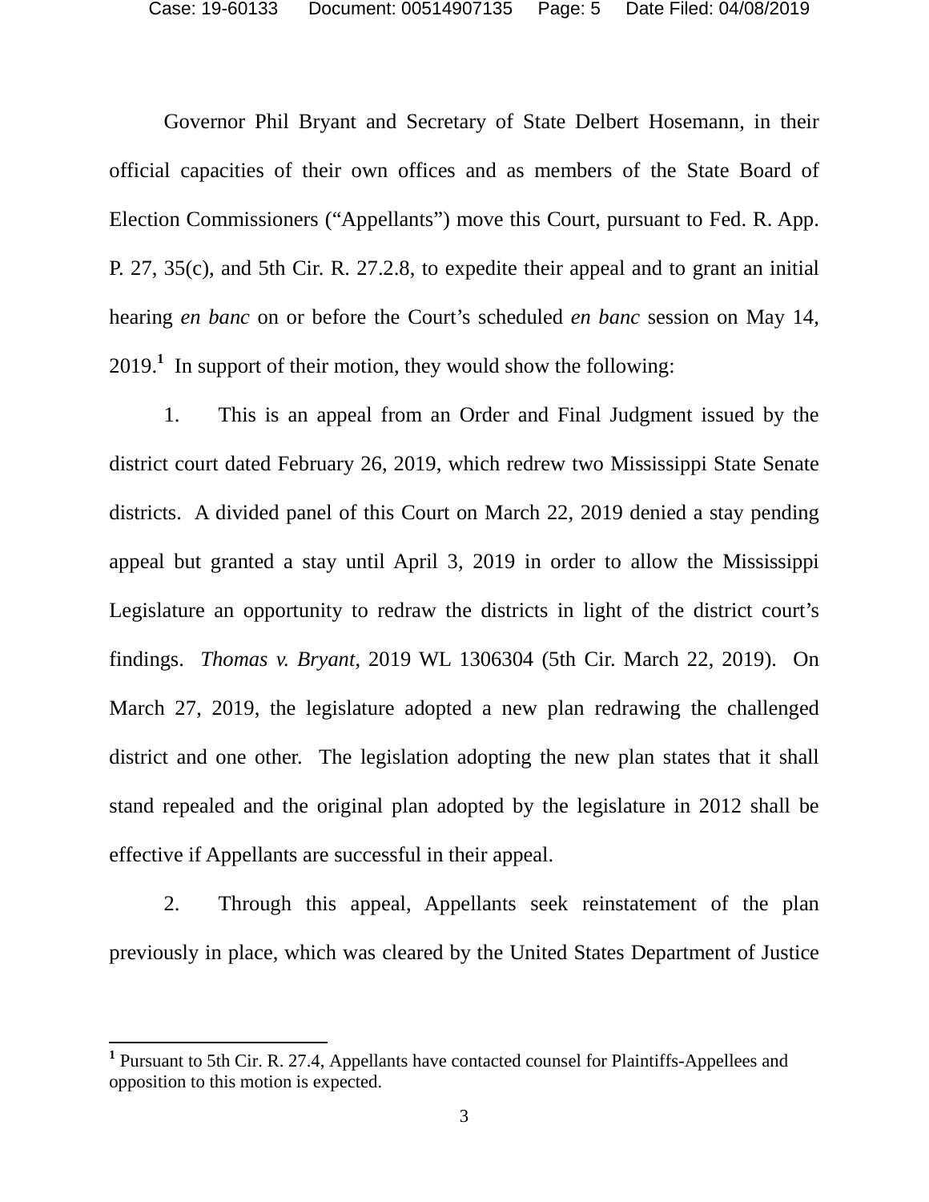Governor Phil Bryant and Secretary of State Delbert Hosemann, in their official capacities of their own offices and as members of the State Board of Election Commissioners ("Appellants") move this Court, pursuant to Fed. R. App. P. 27, 35(c), and 5th Cir. R. 27.2.8, to expedite their appeal and to grant an initial hearing *en banc* on or before the Court's scheduled *en banc* session on May 14, 2019.[1] In support of their motion, they would show the following:

1. This is an appeal from an Order and Final Judgment issued by the district court dated February 26, 2019, which redrew two Mississippi State Senate districts. A divided panel of this Court on March 22, 2019 denied a stay pending appeal but granted a stay until April 3, 2019 in order to allow the Mississippi Legislature an opportunity to redraw the districts in light of the district court's findings. *Thomas v. Bryant*, 2019 WL 1306304 (5th Cir. March 22, 2019). On March 27, 2019, the legislature adopted a new plan redrawing the challenged district and one other. The legislation adopting the new plan states that it shall stand repealed and the original plan adopted by the legislature in 2012 shall be effective if Appellants are successful in their appeal.

2. Through this appeal, Appellants seek reinstatement of the plan previously in place, which was cleared by the United States Department of Justice

[1] Pursuant to 5th Cir. R. 27.4, Appellants have contacted counsel for Plaintiffs-Appellees and opposition to this motion is expected.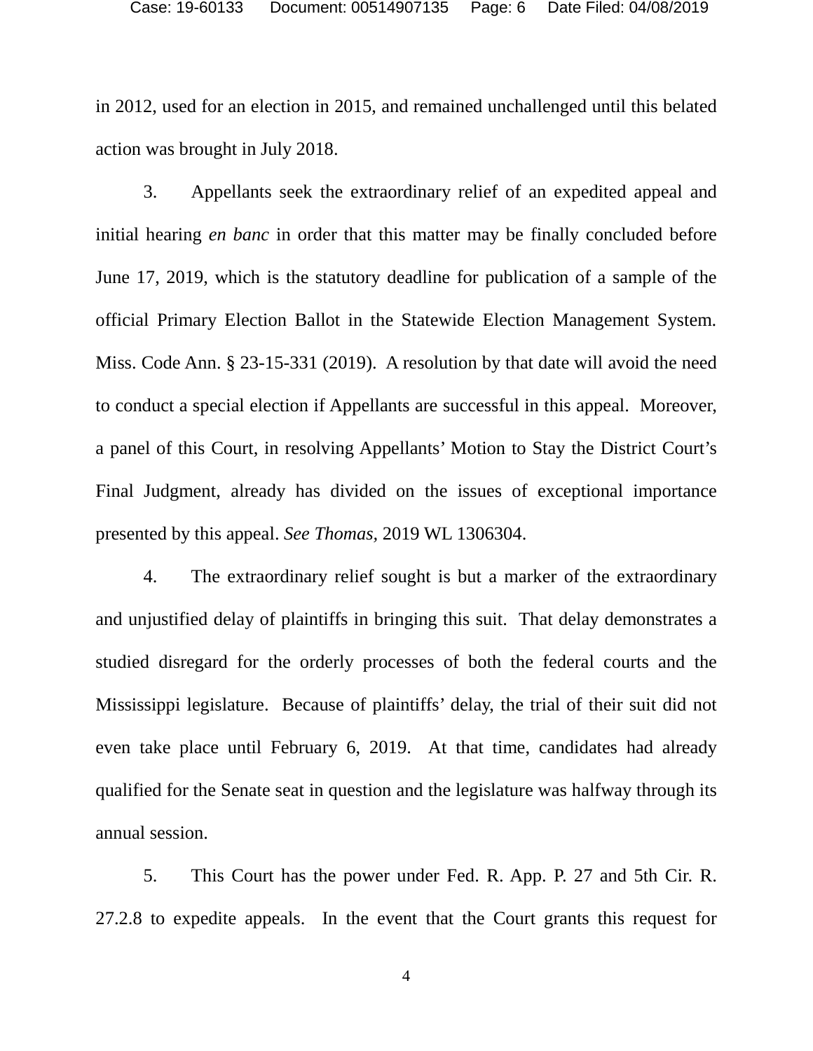in 2012, used for an election in 2015, and remained unchallenged until this belated action was brought in July 2018.

3. Appellants seek the extraordinary relief of an expedited appeal and initial hearing *en banc* in order that this matter may be finally concluded before June 17, 2019, which is the statutory deadline for publication of a sample of the official Primary Election Ballot in the Statewide Election Management System. Miss. Code Ann. § 23-15-331 (2019). A resolution by that date will avoid the need to conduct a special election if Appellants are successful in this appeal. Moreover, a panel of this Court, in resolving Appellants' Motion to Stay the District Court's Final Judgment, already has divided on the issues of exceptional importance presented by this appeal. *See Thomas*, 2019 WL 1306304.

4. The extraordinary relief sought is but a marker of the extraordinary and unjustified delay of plaintiffs in bringing this suit. That delay demonstrates a studied disregard for the orderly processes of both the federal courts and the Mississippi legislature. Because of plaintiffs' delay, the trial of their suit did not even take place until February 6, 2019. At that time, candidates had already qualified for the Senate seat in question and the legislature was halfway through its annual session.

5. This Court has the power under Fed. R. App. P. 27 and 5th Cir. R. 27.2.8 to expedite appeals. In the event that the Court grants this request for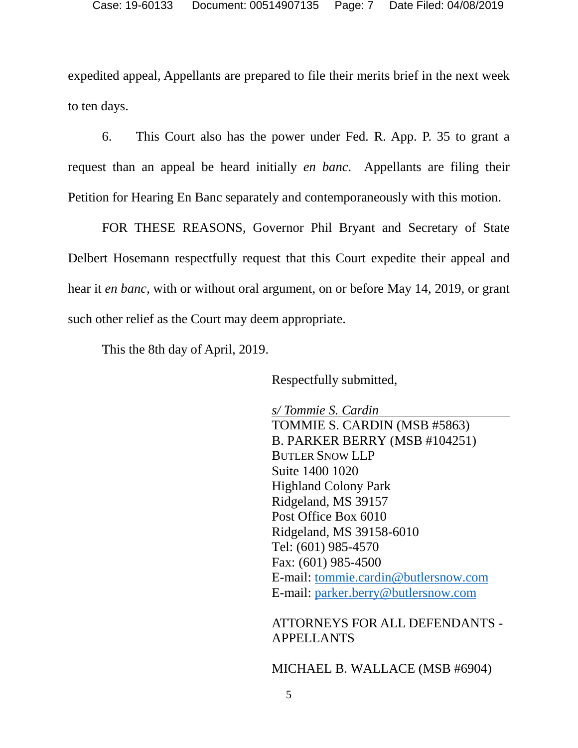expedited appeal, Appellants are prepared to file their merits brief in the next week to ten days.

6. This Court also has the power under Fed. R. App. P. 35 to grant a request than an appeal be heard initially *en banc*. Appellants are filing their Petition for Hearing En Banc separately and contemporaneously with this motion.

FOR THESE REASONS, Governor Phil Bryant and Secretary of State Delbert Hosemann respectfully request that this Court expedite their appeal and hear it *en banc*, with or without oral argument, on or before May 14, 2019, or grant such other relief as the Court may deem appropriate.

This the 8th day of April, 2019.

Respectfully submitted,

*s/ Tommie S. Cardin*
TOMMIE S. CARDIN (MSB #5863)
B. PARKER BERRY (MSB #104251)
BUTLER SNOW LLP
Suite 1400 1020
Highland Colony Park
Ridgeland, MS 39157
Post Office Box 6010
Ridgeland, MS 39158-6010
Tel: (601) 985-4570
Fax: (601) 985-4500
E-mail: tommie.cardin@butlersnow.com
E-mail: parker.berry@butlersnow.com

ATTORNEYS FOR ALL DEFENDANTS - APPELLANTS

MICHAEL B. WALLACE (MSB #6904)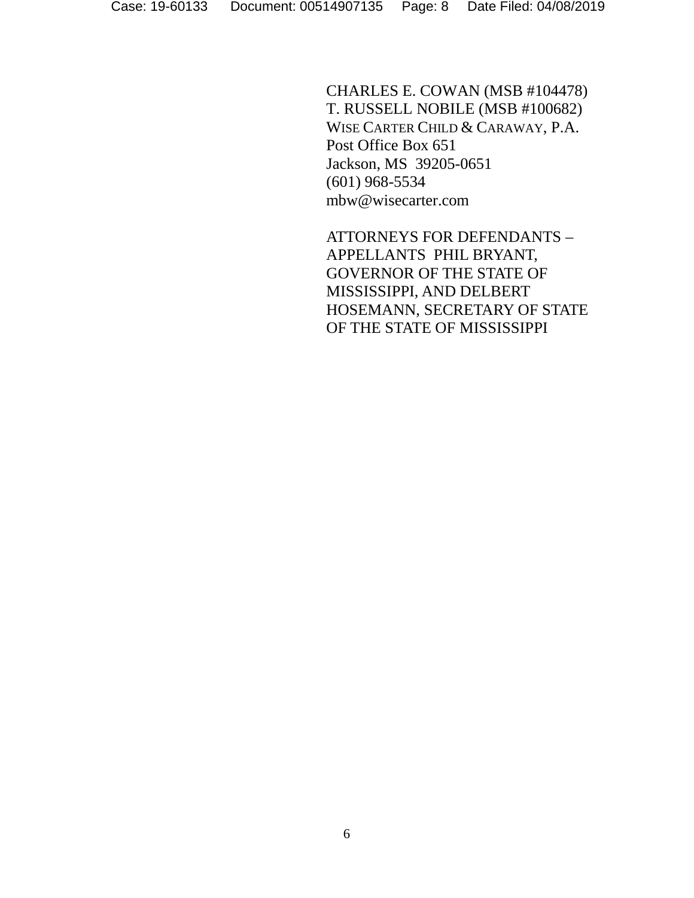CHARLES E. COWAN (MSB #104478)
T. RUSSELL NOBILE (MSB #100682)
WISE CARTER CHILD & CARAWAY, P.A.
Post Office Box 651
Jackson, MS 39205-0651
(601) 968-5534
mbw@wisecarter.com

ATTORNEYS FOR DEFENDANTS – APPELLANTS PHIL BRYANT, GOVERNOR OF THE STATE OF MISSISSIPPI, AND DELBERT HOSEMANN, SECRETARY OF STATE OF THE STATE OF MISSISSIPPI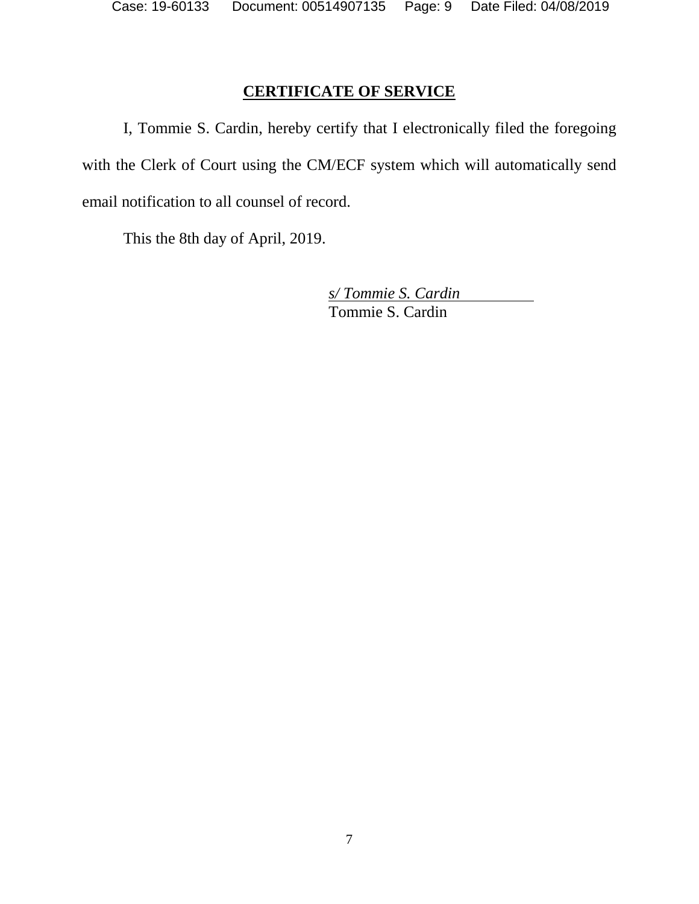## CERTIFICATE OF SERVICE

I, Tommie S. Cardin, hereby certify that I electronically filed the foregoing with the Clerk of Court using the CM/ECF system which will automatically send email notification to all counsel of record.

This the 8th day of April, 2019.

*s/ Tommie S. Cardin*
Tommie S. Cardin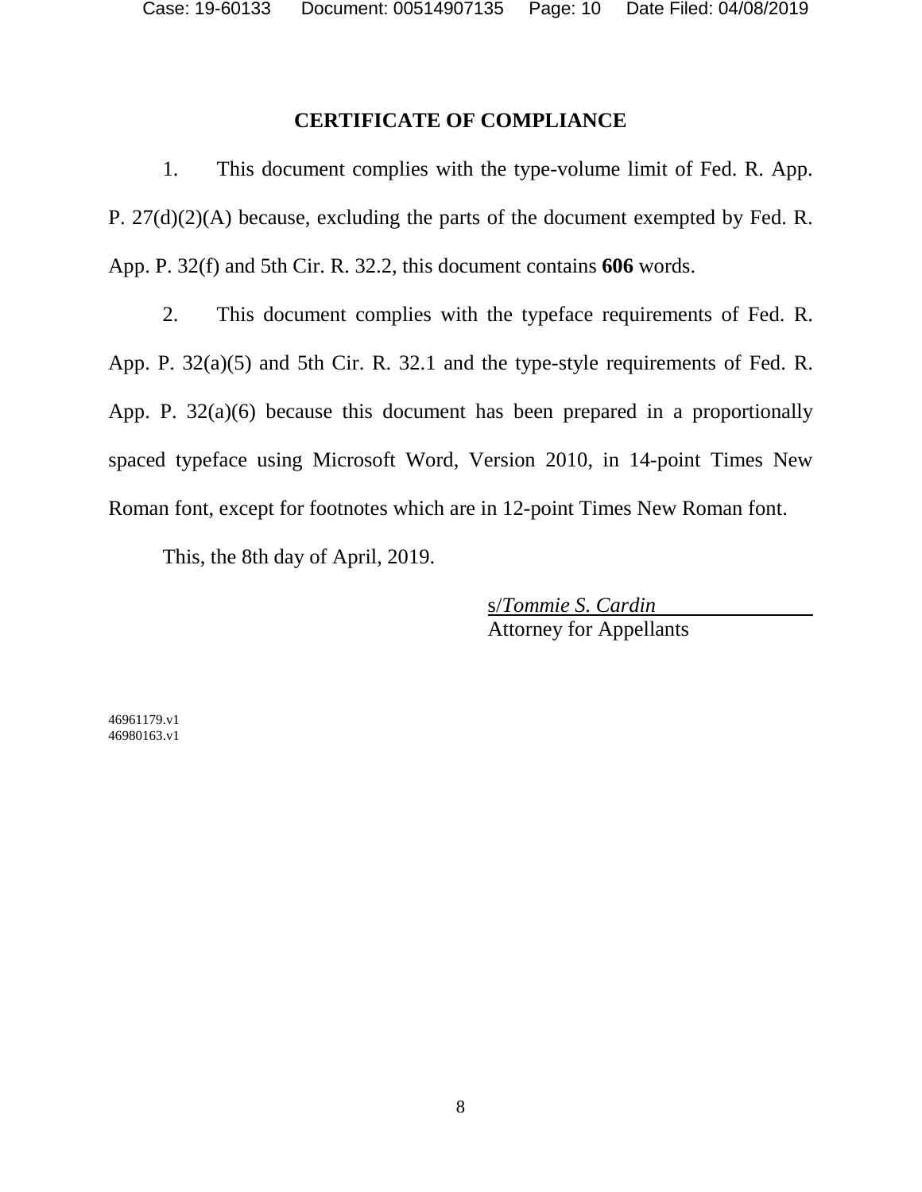# CERTIFICATE OF COMPLIANCE

1. This document complies with the type-volume limit of Fed. R. App. P. 27(d)(2)(A) because, excluding the parts of the document exempted by Fed. R. App. P. 32(f) and 5th Cir. R. 32.2, this document contains **606** words.

2. This document complies with the typeface requirements of Fed. R. App. P. 32(a)(5) and 5th Cir. R. 32.1 and the type-style requirements of Fed. R. App. P. 32(a)(6) because this document has been prepared in a proportionally spaced typeface using Microsoft Word, Version 2010, in 14-point Times New Roman font, except for footnotes which are in 12-point Times New Roman font.

This, the 8th day of April, 2019.

s/*Tommie S. Cardin*
Attorney for Appellants

46961179.v1
46980163.v1